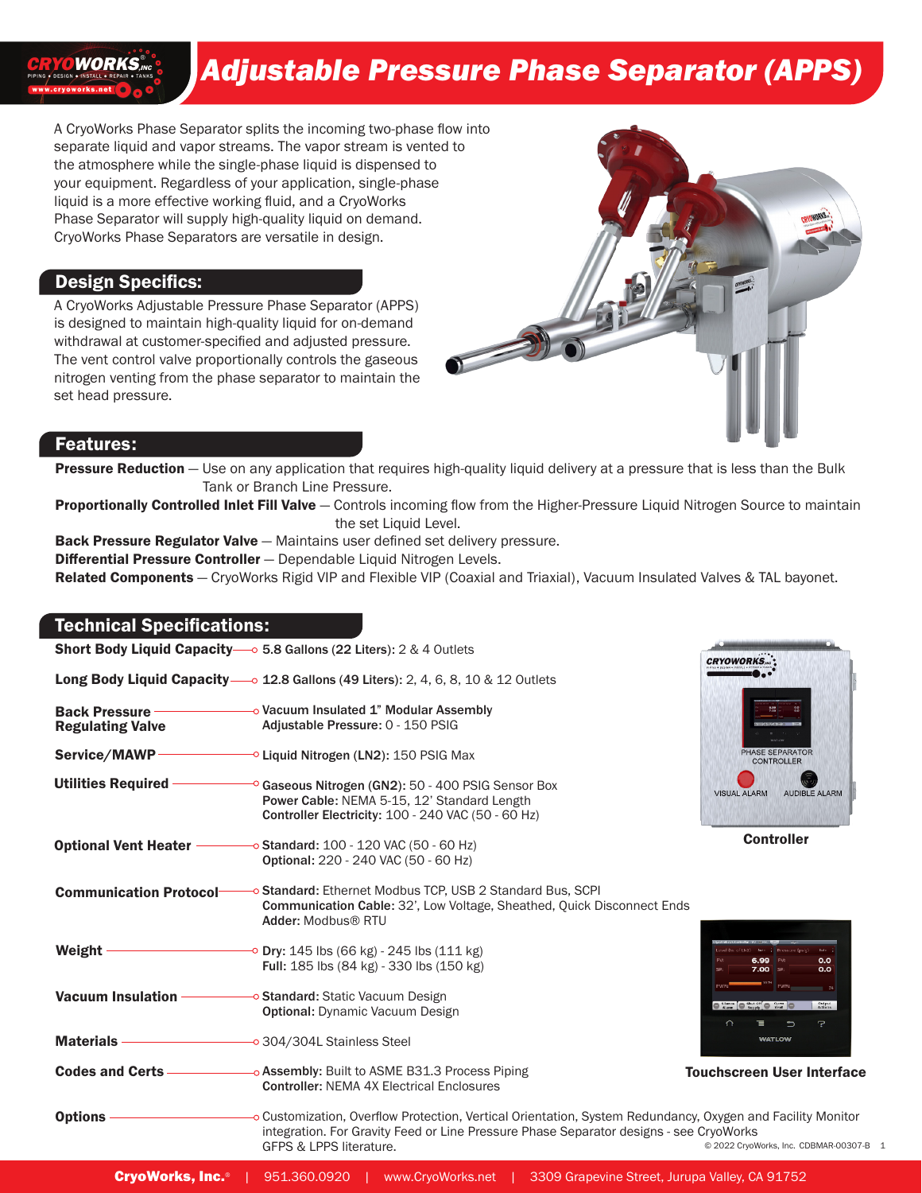# Adjustable Pressure Phase Separator (APPS)

A CryoWorks Phase Separator splits the incoming two-phase flow into separate liquid and vapor streams. The vapor stream is vented to the atmosphere while the single-phase liquid is dispensed to your equipment. Regardless of your application, single-phase liquid is a more effective working fluid, and a CryoWorks Phase Separator will supply high-quality liquid on demand. CryoWorks Phase Separators are versatile in design.

## Design Specifics:

A CryoWorks Adjustable Pressure Phase Separator (APPS) is designed to maintain high-quality liquid for on-demand withdrawal at customer-specified and adjusted pressure. The vent control valve proportionally controls the gaseous nitrogen venting from the phase separator to maintain the set head pressure.

## Features:

**Pressure Reduction** — Use on any application that requires high-quality liquid delivery at a pressure that is less than the Bulk Tank or Branch Line Pressure.

**Proportionally Controlled Inlet Fill Valve** — Controls incoming flow from the Higher-Pressure Liquid Nitrogen Source to maintain the set Liquid Level.

**Back Pressure Regulator Valve** — Maintains user defined set delivery pressure.

**Differential Pressure Controller** — Dependable Liquid Nitrogen Levels.

**Related Components** — CryoWorks Rigid VIP and Flexible VIP (Coaxial and Triaxial), Vacuum Insulated Valves & TAL bayonet.

## Technical Specifications:

| | |
|---|---|
| **Short Body Liquid Capacity** | **5.8 Gallons (22 Liters):** 2 & 4 Outlets |
| **Long Body Liquid Capacity** | **12.8 Gallons (49 Liters):** 2, 4, 6, 8, 10 & 12 Outlets |
| **Back Pressure Regulating Valve** | **Vacuum Insulated 1" Modular Assembly**<br>**Adjustable Pressure:** 0 - 150 PSIG |
| **Service/MAWP** | **Liquid Nitrogen (LN2):** 150 PSIG Max |
| **Utilities Required** | **Gaseous Nitrogen (GN2):** 50 - 400 PSIG Sensor Box<br>**Power Cable:** NEMA 5-15, 12' Standard Length<br>**Controller Electricity:** 100 - 240 VAC (50 - 60 Hz) |
| **Optional Vent Heater** | **Standard:** 100 - 120 VAC (50 - 60 Hz)<br>**Optional:** 220 - 240 VAC (50 - 60 Hz) |
| **Communication Protocol** | **Standard:** Ethernet Modbus TCP, USB 2 Standard Bus, SCPI<br>**Communication Cable:** 32', Low Voltage, Sheathed, Quick Disconnect Ends<br>**Adder:** Modbus® RTU |
| **Weight** | **Dry:** 145 lbs (66 kg) - 245 lbs (111 kg)<br>**Full:** 185 lbs (84 kg) - 330 lbs (150 kg) |
| **Vacuum Insulation** | **Standard:** Static Vacuum Design<br>**Optional:** Dynamic Vacuum Design |
| **Materials** | 304/304L Stainless Steel |
| **Codes and Certs** | **Assembly:** Built to ASME B31.3 Process Piping<br>**Controller:** NEMA 4X Electrical Enclosures |
| **Options** | Customization, Overflow Protection, Vertical Orientation, System Redundancy, Oxygen and Facility Monitor integration. For Gravity Feed or Line Pressure Phase Separator designs - see CryoWorks GFPS & LPPS literature. |

**Controller**

**Touchscreen User Interface**

© 2022 CryoWorks, Inc. CDBMAR-00307-B

**CryoWorks, Inc.®** | 951.360.0920 | www.CryoWorks.net | 3309 Grapevine Street, Jurupa Valley, CA 91752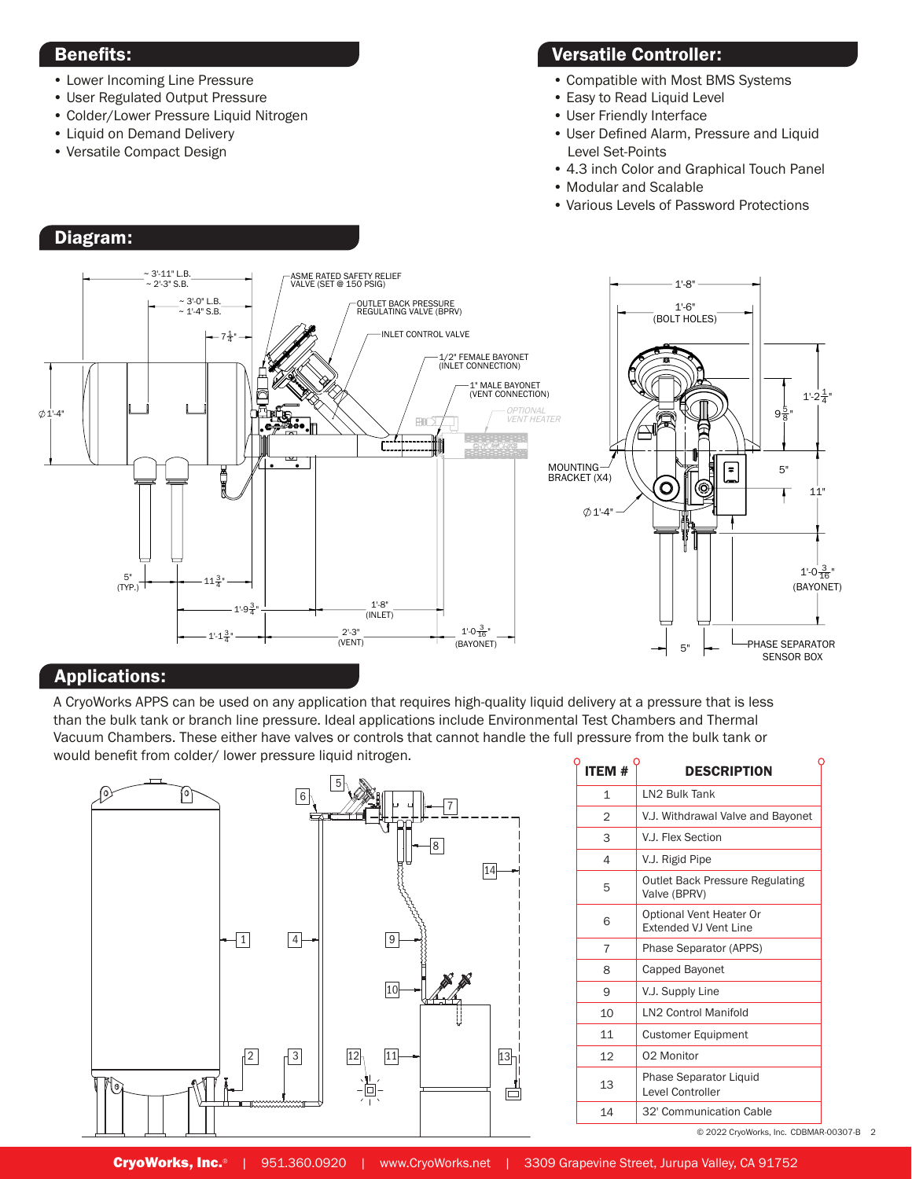## Benefits:

- Lower Incoming Line Pressure
- User Regulated Output Pressure
- Colder/Lower Pressure Liquid Nitrogen
- Liquid on Demand Delivery
- Versatile Compact Design

## Versatile Controller:

- Compatible with Most BMS Systems
- Easy to Read Liquid Level
- User Friendly Interface
- User Defined Alarm, Pressure and Liquid Level Set-Points
- 4.3 inch Color and Graphical Touch Panel
- Modular and Scalable
- Various Levels of Password Protections

## Diagram:

~ 3'-11" L.B.
~ 2'-3" S.B.
~ 3'-0" L.B.
~ 1'-4" S.B.
7 1/4"
ASME RATED SAFETY RELIEF VALVE (SET @ 150 PSIG)
OUTLET BACK PRESSURE REGULATING VALVE (BPRV)
INLET CONTROL VALVE
1/2" FEMALE BAYONET (INLET CONNECTION)
1" MALE BAYONET (VENT CONNECTION)
OPTIONAL VENT HEATER
∅1'-4"
5" (TYP.)
11 3/4"
1'-9 3/4"
1'-8" (INLET)
1'-1 3/4"
2'-3" (VENT)
1'-0 3/16" (BAYONET)
1'-8"
1'-6" (BOLT HOLES)
1'-2 1/4"
9 5/8"
MOUNTING BRACKET (X4)
5"
11"
∅1'-4"
1'-0 3/16" (BAYONET)
5"
PHASE SEPARATOR SENSOR BOX

## Applications:

A CryoWorks APPS can be used on any application that requires high-quality liquid delivery at a pressure that is less than the bulk tank or branch line pressure. Ideal applications include Environmental Test Chambers and Thermal Vacuum Chambers. These either have valves or controls that cannot handle the full pressure from the bulk tank or would benefit from colder/ lower pressure liquid nitrogen.

| ITEM # | DESCRIPTION |
|---|---|
| 1 | LN2 Bulk Tank |
| 2 | V.J. Withdrawal Valve and Bayonet |
| 3 | V.J. Flex Section |
| 4 | V.J. Rigid Pipe |
| 5 | Outlet Back Pressure Regulating Valve (BPRV) |
| 6 | Optional Vent Heater Or Extended VJ Vent Line |
| 7 | Phase Separator (APPS) |
| 8 | Capped Bayonet |
| 9 | V.J. Supply Line |
| 10 | LN2 Control Manifold |
| 11 | Customer Equipment |
| 12 | O2 Monitor |
| 13 | Phase Separator Liquid Level Controller |
| 14 | 32' Communication Cable |

© 2022 CryoWorks, Inc. CDBMAR-00307-B

**CryoWorks, Inc.**® | 951.360.0920 | www.CryoWorks.net | 3309 Grapevine Street, Jurupa Valley, CA 91752